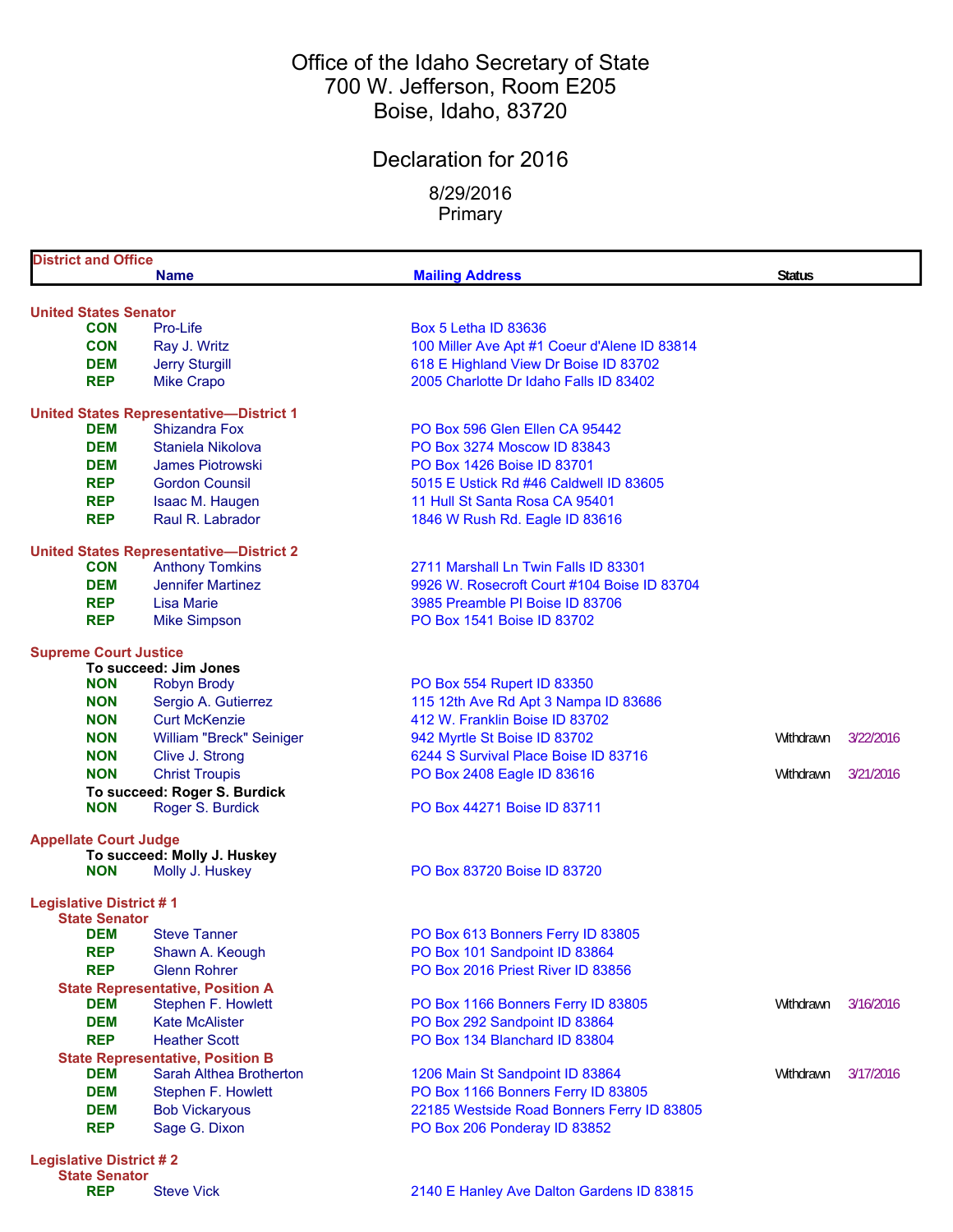# Office of the Idaho Secretary of State
700 W. Jefferson, Room E205
Boise, Idaho, 83720

## Declaration for 2016

8/29/2016
Primary

| District and Office | Name | Mailing Address | Status | |
|---|---|---|---|---|
| **United States Senator** | | | | |
| CON | Pro-Life | Box 5 Letha ID 83636 | | |
| CON | Ray J. Writz | 100 Miller Ave Apt #1 Coeur d'Alene ID 83814 | | |
| DEM | Jerry Sturgill | 618 E Highland View Dr Boise ID 83702 | | |
| REP | Mike Crapo | 2005 Charlotte Dr Idaho Falls ID 83402 | | |
| **United States Representative—District 1** | | | | |
| DEM | Shizandra Fox | PO Box 596 Glen Ellen CA 95442 | | |
| DEM | Staniela Nikolova | PO Box 3274 Moscow ID 83843 | | |
| DEM | James Piotrowski | PO Box 1426 Boise ID 83701 | | |
| REP | Gordon Counsil | 5015 E Ustick Rd #46 Caldwell ID 83605 | | |
| REP | Isaac M. Haugen | 11 Hull St Santa Rosa CA 95401 | | |
| REP | Raul R. Labrador | 1846 W Rush Rd. Eagle ID 83616 | | |
| **United States Representative—District 2** | | | | |
| CON | Anthony Tomkins | 2711 Marshall Ln Twin Falls ID 83301 | | |
| DEM | Jennifer Martinez | 9926 W. Rosecroft Court #104 Boise ID 83704 | | |
| REP | Lisa Marie | 3985 Preamble Pl Boise ID 83706 | | |
| REP | Mike Simpson | PO Box 1541 Boise ID 83702 | | |
| **Supreme Court Justice** | | | | |
| **To succeed: Jim Jones** | | | | |
| NON | Robyn Brody | PO Box 554 Rupert ID 83350 | | |
| NON | Sergio A. Gutierrez | 115 12th Ave Rd Apt 3 Nampa ID 83686 | | |
| NON | Curt McKenzie | 412 W. Franklin Boise ID 83702 | | |
| NON | William "Breck" Seiniger | 942 Myrtle St Boise ID 83702 | Withdrawn | 3/22/2016 |
| NON | Clive J. Strong | 6244 S Survival Place Boise ID 83716 | | |
| NON | Christ Troupis | PO Box 2408 Eagle ID 83616 | Withdrawn | 3/21/2016 |
| **To succeed: Roger S. Burdick** | | | | |
| NON | Roger S. Burdick | PO Box 44271 Boise ID 83711 | | |
| **Appellate Court Judge** | | | | |
| **To succeed: Molly J. Huskey** | | | | |
| NON | Molly J. Huskey | PO Box 83720 Boise ID 83720 | | |
| **Legislative District # 1** | | | | |
| **State Senator** | | | | |
| DEM | Steve Tanner | PO Box 613 Bonners Ferry ID 83805 | | |
| REP | Shawn A. Keough | PO Box 101 Sandpoint ID 83864 | | |
| REP | Glenn Rohrer | PO Box 2016 Priest River ID 83856 | | |
| **State Representative, Position A** | | | | |
| DEM | Stephen F. Howlett | PO Box 1166 Bonners Ferry ID 83805 | Withdrawn | 3/16/2016 |
| DEM | Kate McAlister | PO Box 292 Sandpoint ID 83864 | | |
| REP | Heather Scott | PO Box 134 Blanchard ID 83804 | | |
| **State Representative, Position B** | | | | |
| DEM | Sarah Althea Brotherton | 1206 Main St Sandpoint ID 83864 | Withdrawn | 3/17/2016 |
| DEM | Stephen F. Howlett | PO Box 1166 Bonners Ferry ID 83805 | | |
| DEM | Bob Vickaryous | 22185 Westside Road Bonners Ferry ID 83805 | | |
| REP | Sage G. Dixon | PO Box 206 Ponderay ID 83852 | | |
| **Legislative District # 2** | | | | |
| **State Senator** | | | | |
| REP | Steve Vick | 2140 E Hanley Ave Dalton Gardens ID 83815 | | |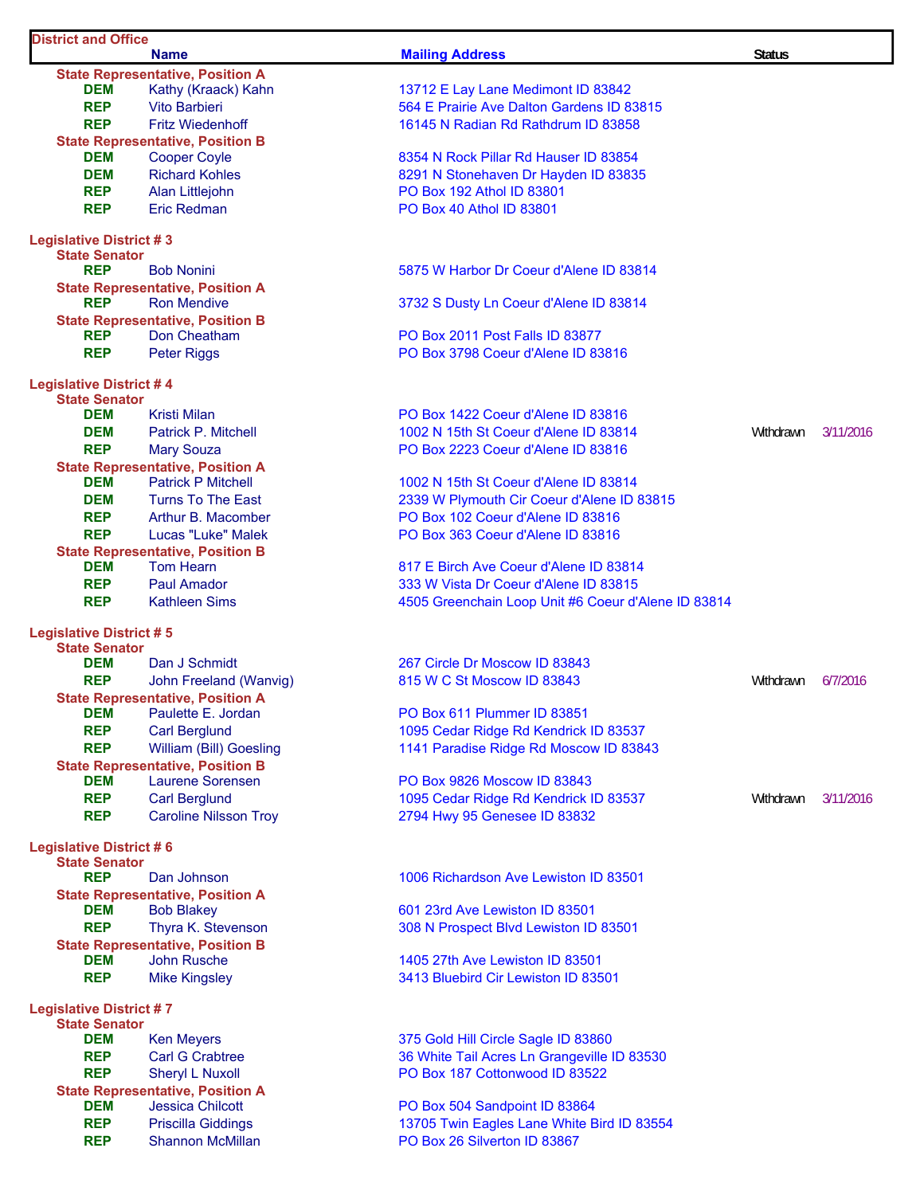| District and Office | Name | Mailing Address | Status | |
|---|---|---|---|---|
| **State Representative, Position A** | | | | |
| DEM | Kathy (Kraack) Kahn | 13712 E Lay Lane Medimont ID 83842 | | |
| REP | Vito Barbieri | 564 E Prairie Ave Dalton Gardens ID 83815 | | |
| REP | Fritz Wiedenhoff | 16145 N Radian Rd Rathdrum ID 83858 | | |
| **State Representative, Position B** | | | | |
| DEM | Cooper Coyle | 8354 N Rock Pillar Rd Hauser ID 83854 | | |
| DEM | Richard Kohles | 8291 N Stonehaven Dr Hayden ID 83835 | | |
| REP | Alan Littlejohn | PO Box 192 Athol ID 83801 | | |
| REP | Eric Redman | PO Box 40 Athol ID 83801 | | |
| **Legislative District # 3** | | | | |
| **State Senator** | | | | |
| REP | Bob Nonini | 5875 W Harbor Dr Coeur d'Alene ID 83814 | | |
| **State Representative, Position A** | | | | |
| REP | Ron Mendive | 3732 S Dusty Ln Coeur d'Alene ID 83814 | | |
| **State Representative, Position B** | | | | |
| REP | Don Cheatham | PO Box 2011 Post Falls ID 83877 | | |
| REP | Peter Riggs | PO Box 3798 Coeur d'Alene ID 83816 | | |
| **Legislative District # 4** | | | | |
| **State Senator** | | | | |
| DEM | Kristi Milan | PO Box 1422 Coeur d'Alene ID 83816 | | |
| DEM | Patrick P. Mitchell | 1002 N 15th St Coeur d'Alene ID 83814 | Withdrawn | 3/11/2016 |
| REP | Mary Souza | PO Box 2223 Coeur d'Alene ID 83816 | | |
| **State Representative, Position A** | | | | |
| DEM | Patrick P Mitchell | 1002 N 15th St Coeur d'Alene ID 83814 | | |
| DEM | Turns To The East | 2339 W Plymouth Cir Coeur d'Alene ID 83815 | | |
| REP | Arthur B. Macomber | PO Box 102 Coeur d'Alene ID 83816 | | |
| REP | Lucas "Luke" Malek | PO Box 363 Coeur d'Alene ID 83816 | | |
| **State Representative, Position B** | | | | |
| DEM | Tom Hearn | 817 E Birch Ave Coeur d'Alene ID 83814 | | |
| REP | Paul Amador | 333 W Vista Dr Coeur d'Alene ID 83815 | | |
| REP | Kathleen Sims | 4505 Greenchain Loop Unit #6 Coeur d'Alene ID 83814 | | |
| **Legislative District # 5** | | | | |
| **State Senator** | | | | |
| DEM | Dan J Schmidt | 267 Circle Dr Moscow ID 83843 | | |
| REP | John Freeland (Wanvig) | 815 W C St Moscow ID 83843 | Withdrawn | 6/7/2016 |
| **State Representative, Position A** | | | | |
| DEM | Paulette E. Jordan | PO Box 611 Plummer ID 83851 | | |
| REP | Carl Berglund | 1095 Cedar Ridge Rd Kendrick ID 83537 | | |
| REP | William (Bill) Goesling | 1141 Paradise Ridge Rd Moscow ID 83843 | | |
| **State Representative, Position B** | | | | |
| DEM | Laurene Sorensen | PO Box 9826 Moscow ID 83843 | | |
| REP | Carl Berglund | 1095 Cedar Ridge Rd Kendrick ID 83537 | Withdrawn | 3/11/2016 |
| REP | Caroline Nilsson Troy | 2794 Hwy 95 Genesee ID 83832 | | |
| **Legislative District # 6** | | | | |
| **State Senator** | | | | |
| REP | Dan Johnson | 1006 Richardson Ave Lewiston ID 83501 | | |
| **State Representative, Position A** | | | | |
| DEM | Bob Blakey | 601 23rd Ave Lewiston ID 83501 | | |
| REP | Thyra K. Stevenson | 308 N Prospect Blvd Lewiston ID 83501 | | |
| **State Representative, Position B** | | | | |
| DEM | John Rusche | 1405 27th Ave Lewiston ID 83501 | | |
| REP | Mike Kingsley | 3413 Bluebird Cir Lewiston ID 83501 | | |
| **Legislative District # 7** | | | | |
| **State Senator** | | | | |
| DEM | Ken Meyers | 375 Gold Hill Circle Sagle ID 83860 | | |
| REP | Carl G Crabtree | 36 White Tail Acres Ln Grangeville ID 83530 | | |
| REP | Sheryl L Nuxoll | PO Box 187 Cottonwood ID 83522 | | |
| **State Representative, Position A** | | | | |
| DEM | Jessica Chilcott | PO Box 504 Sandpoint ID 83864 | | |
| REP | Priscilla Giddings | 13705 Twin Eagles Lane White Bird ID 83554 | | |
| REP | Shannon McMillan | PO Box 26 Silverton ID 83867 | | |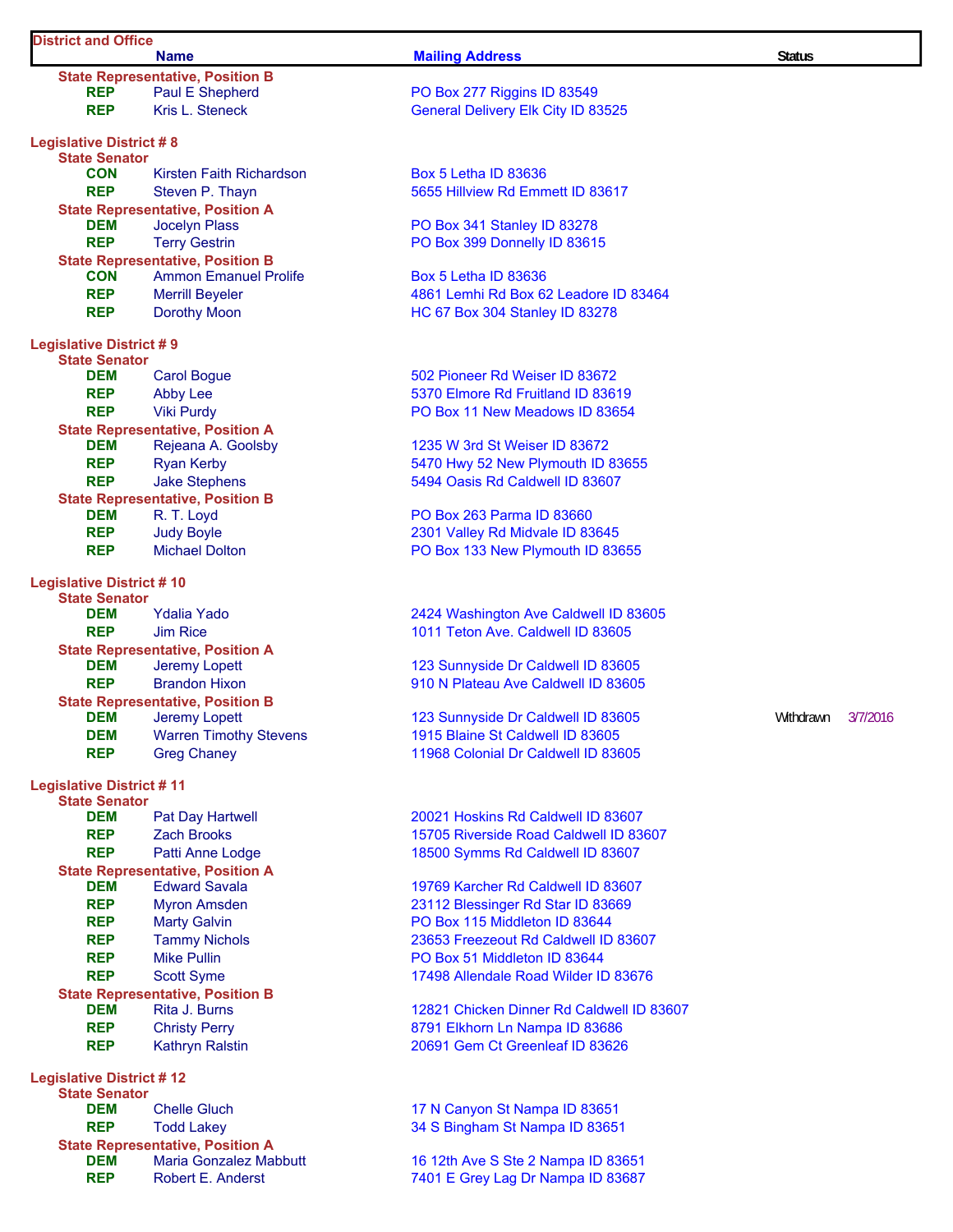| District and Office | Name | Mailing Address | Status | |
|---|---|---|---|---|
| **State Representative, Position B** | | | | |
| REP | Paul E Shepherd | PO Box 277 Riggins ID 83549 | | |
| REP | Kris L. Steneck | General Delivery Elk City ID 83525 | | |
| **Legislative District # 8** | | | | |
| **State Senator** | | | | |
| CON | Kirsten Faith Richardson | Box 5 Letha ID 83636 | | |
| REP | Steven P. Thayn | 5655 Hillview Rd Emmett ID 83617 | | |
| **State Representative, Position A** | | | | |
| DEM | Jocelyn Plass | PO Box 341 Stanley ID 83278 | | |
| REP | Terry Gestrin | PO Box 399 Donnelly ID 83615 | | |
| **State Representative, Position B** | | | | |
| CON | Ammon Emanuel Prolife | Box 5 Letha ID 83636 | | |
| REP | Merrill Beyeler | 4861 Lemhi Rd Box 62 Leadore ID 83464 | | |
| REP | Dorothy Moon | HC 67 Box 304 Stanley ID 83278 | | |
| **Legislative District # 9** | | | | |
| **State Senator** | | | | |
| DEM | Carol Bogue | 502 Pioneer Rd Weiser ID 83672 | | |
| REP | Abby Lee | 5370 Elmore Rd Fruitland ID 83619 | | |
| REP | Viki Purdy | PO Box 11 New Meadows ID 83654 | | |
| **State Representative, Position A** | | | | |
| DEM | Rejeana A. Goolsby | 1235 W 3rd St Weiser ID 83672 | | |
| REP | Ryan Kerby | 5470 Hwy 52 New Plymouth ID 83655 | | |
| REP | Jake Stephens | 5494 Oasis Rd Caldwell ID 83607 | | |
| **State Representative, Position B** | | | | |
| DEM | R. T. Loyd | PO Box 263 Parma ID 83660 | | |
| REP | Judy Boyle | 2301 Valley Rd Midvale ID 83645 | | |
| REP | Michael Dolton | PO Box 133 New Plymouth ID 83655 | | |
| **Legislative District # 10** | | | | |
| **State Senator** | | | | |
| DEM | Ydalia Yado | 2424 Washington Ave Caldwell ID 83605 | | |
| REP | Jim Rice | 1011 Teton Ave. Caldwell ID 83605 | | |
| **State Representative, Position A** | | | | |
| DEM | Jeremy Lopett | 123 Sunnyside Dr Caldwell ID 83605 | | |
| REP | Brandon Hixon | 910 N Plateau Ave Caldwell ID 83605 | | |
| **State Representative, Position B** | | | | |
| DEM | Jeremy Lopett | 123 Sunnyside Dr Caldwell ID 83605 | Withdrawn | 3/7/2016 |
| DEM | Warren Timothy Stevens | 1915 Blaine St Caldwell ID 83605 | | |
| REP | Greg Chaney | 11968 Colonial Dr Caldwell ID 83605 | | |
| **Legislative District # 11** | | | | |
| **State Senator** | | | | |
| DEM | Pat Day Hartwell | 20021 Hoskins Rd Caldwell ID 83607 | | |
| REP | Zach Brooks | 15705 Riverside Road Caldwell ID 83607 | | |
| REP | Patti Anne Lodge | 18500 Symms Rd Caldwell ID 83607 | | |
| **State Representative, Position A** | | | | |
| DEM | Edward Savala | 19769 Karcher Rd Caldwell ID 83607 | | |
| REP | Myron Amsden | 23112 Blessinger Rd Star ID 83669 | | |
| REP | Marty Galvin | PO Box 115 Middleton ID 83644 | | |
| REP | Tammy Nichols | 23653 Freezeout Rd Caldwell ID 83607 | | |
| REP | Mike Pullin | PO Box 51 Middleton ID 83644 | | |
| REP | Scott Syme | 17498 Allendale Road Wilder ID 83676 | | |
| **State Representative, Position B** | | | | |
| DEM | Rita J. Burns | 12821 Chicken Dinner Rd Caldwell ID 83607 | | |
| REP | Christy Perry | 8791 Elkhorn Ln Nampa ID 83686 | | |
| REP | Kathryn Ralstin | 20691 Gem Ct Greenleaf ID 83626 | | |
| **Legislative District # 12** | | | | |
| **State Senator** | | | | |
| DEM | Chelle Gluch | 17 N Canyon St Nampa ID 83651 | | |
| REP | Todd Lakey | 34 S Bingham St Nampa ID 83651 | | |
| **State Representative, Position A** | | | | |
| DEM | Maria Gonzalez Mabbutt | 16 12th Ave S Ste 2 Nampa ID 83651 | | |
| REP | Robert E. Anderst | 7401 E Grey Lag Dr Nampa ID 83687 | | |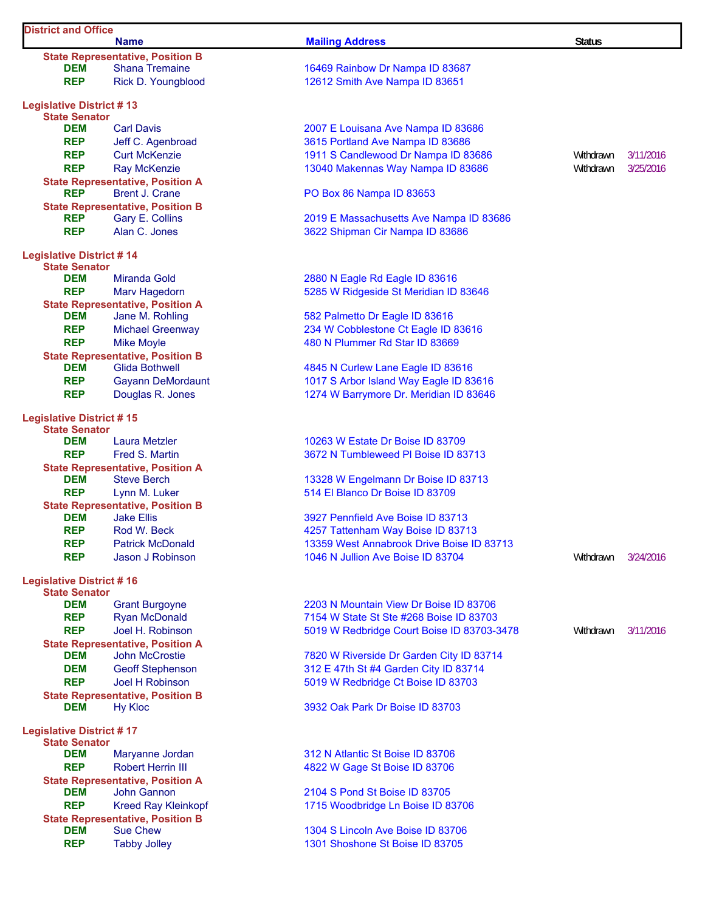| District and Office | Name | Mailing Address | Status | |
|---|---|---|---|---|
| **State Representative, Position B** | | | | |
| DEM | Shana Tremaine | 16469 Rainbow Dr Nampa ID 83687 | | |
| REP | Rick D. Youngblood | 12612 Smith Ave Nampa ID 83651 | | |
| **Legislative District # 13** | | | | |
| **State Senator** | | | | |
| DEM | Carl Davis | 2007 E Louisana Ave Nampa ID 83686 | | |
| REP | Jeff C. Agenbroad | 3615 Portland Ave Nampa ID 83686 | | |
| REP | Curt McKenzie | 1911 S Candlewood Dr Nampa ID 83686 | Withdrawn | 3/11/2016 |
| REP | Ray McKenzie | 13040 Makennas Way Nampa ID 83686 | Withdrawn | 3/25/2016 |
| **State Representative, Position A** | | | | |
| REP | Brent J. Crane | PO Box 86 Nampa ID 83653 | | |
| **State Representative, Position B** | | | | |
| REP | Gary E. Collins | 2019 E Massachusetts Ave Nampa ID 83686 | | |
| REP | Alan C. Jones | 3622 Shipman Cir Nampa ID 83686 | | |
| **Legislative District # 14** | | | | |
| **State Senator** | | | | |
| DEM | Miranda Gold | 2880 N Eagle Rd Eagle ID 83616 | | |
| REP | Marv Hagedorn | 5285 W Ridgeside St Meridian ID 83646 | | |
| **State Representative, Position A** | | | | |
| DEM | Jane M. Rohling | 582 Palmetto Dr Eagle ID 83616 | | |
| REP | Michael Greenway | 234 W Cobblestone Ct Eagle ID 83616 | | |
| REP | Mike Moyle | 480 N Plummer Rd Star ID 83669 | | |
| **State Representative, Position B** | | | | |
| DEM | Glida Bothwell | 4845 N Curlew Lane Eagle ID 83616 | | |
| REP | Gayann DeMordaunt | 1017 S Arbor Island Way Eagle ID 83616 | | |
| REP | Douglas R. Jones | 1274 W Barrymore Dr. Meridian ID 83646 | | |
| **Legislative District # 15** | | | | |
| **State Senator** | | | | |
| DEM | Laura Metzler | 10263 W Estate Dr Boise ID 83709 | | |
| REP | Fred S. Martin | 3672 N Tumbleweed Pl Boise ID 83713 | | |
| **State Representative, Position A** | | | | |
| DEM | Steve Berch | 13328 W Engelmann Dr Boise ID 83713 | | |
| REP | Lynn M. Luker | 514 El Blanco Dr Boise ID 83709 | | |
| **State Representative, Position B** | | | | |
| DEM | Jake Ellis | 3927 Pennfield Ave Boise ID 83713 | | |
| REP | Rod W. Beck | 4257 Tattenham Way Boise ID 83713 | | |
| REP | Patrick McDonald | 13359 West Annabrook Drive Boise ID 83713 | | |
| REP | Jason J Robinson | 1046 N Jullion Ave Boise ID 83704 | Withdrawn | 3/24/2016 |
| **Legislative District # 16** | | | | |
| **State Senator** | | | | |
| DEM | Grant Burgoyne | 2203 N Mountain View Dr Boise ID 83706 | | |
| REP | Ryan McDonald | 7154 W State St Ste #268 Boise ID 83703 | | |
| REP | Joel H. Robinson | 5019 W Redbridge Court Boise ID 83703-3478 | Withdrawn | 3/11/2016 |
| **State Representative, Position A** | | | | |
| DEM | John McCrostie | 7820 W Riverside Dr Garden City ID 83714 | | |
| DEM | Geoff Stephenson | 312 E 47th St #4 Garden City ID 83714 | | |
| REP | Joel H Robinson | 5019 W Redbridge Ct Boise ID 83703 | | |
| **State Representative, Position B** | | | | |
| DEM | Hy Kloc | 3932 Oak Park Dr Boise ID 83703 | | |
| **Legislative District # 17** | | | | |
| **State Senator** | | | | |
| DEM | Maryanne Jordan | 312 N Atlantic St Boise ID 83706 | | |
| REP | Robert Herrin III | 4822 W Gage St Boise ID 83706 | | |
| **State Representative, Position A** | | | | |
| DEM | John Gannon | 2104 S Pond St Boise ID 83705 | | |
| REP | Kreed Ray Kleinkopf | 1715 Woodbridge Ln Boise ID 83706 | | |
| **State Representative, Position B** | | | | |
| DEM | Sue Chew | 1304 S Lincoln Ave Boise ID 83706 | | |
| REP | Tabby Jolley | 1301 Shoshone St Boise ID 83705 | | |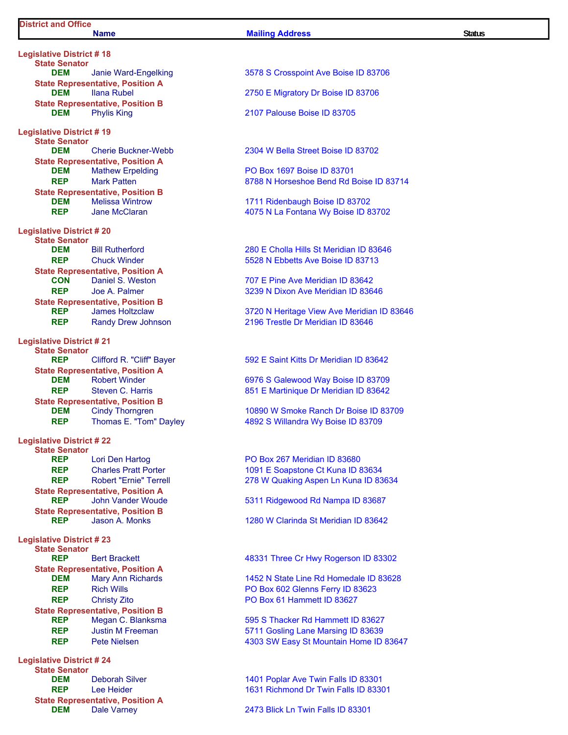| District and Office | | | |
|---|---|---|---|
| | **Name** | **Mailing Address** | **Status** |
| **Legislative District # 18** | | | |
| **State Senator** | | | |
| DEM | Janie Ward-Engelking | 3578 S Crosspoint Ave Boise ID 83706 | |
| **State Representative, Position A** | | | |
| DEM | Ilana Rubel | 2750 E Migratory Dr Boise ID 83706 | |
| **State Representative, Position B** | | | |
| DEM | Phylis King | 2107 Palouse Boise ID 83705 | |
| **Legislative District # 19** | | | |
| **State Senator** | | | |
| DEM | Cherie Buckner-Webb | 2304 W Bella Street Boise ID 83702 | |
| **State Representative, Position A** | | | |
| DEM | Mathew Erpelding | PO Box 1697 Boise ID 83701 | |
| REP | Mark Patten | 8788 N Horseshoe Bend Rd Boise ID 83714 | |
| **State Representative, Position B** | | | |
| DEM | Melissa Wintrow | 1711 Ridenbaugh Boise ID 83702 | |
| REP | Jane McClaran | 4075 N La Fontana Wy Boise ID 83702 | |
| **Legislative District # 20** | | | |
| **State Senator** | | | |
| DEM | Bill Rutherford | 280 E Cholla Hills St Meridian ID 83646 | |
| REP | Chuck Winder | 5528 N Ebbetts Ave Boise ID 83713 | |
| **State Representative, Position A** | | | |
| CON | Daniel S. Weston | 707 E Pine Ave Meridian ID 83642 | |
| REP | Joe A. Palmer | 3239 N Dixon Ave Meridian ID 83646 | |
| **State Representative, Position B** | | | |
| REP | James Holtzclaw | 3720 N Heritage View Ave Meridian ID 83646 | |
| REP | Randy Drew Johnson | 2196 Trestle Dr Meridian ID 83646 | |
| **Legislative District # 21** | | | |
| **State Senator** | | | |
| REP | Clifford R. "Cliff" Bayer | 592 E Saint Kitts Dr Meridian ID 83642 | |
| **State Representative, Position A** | | | |
| DEM | Robert Winder | 6976 S Galewood Way Boise ID 83709 | |
| REP | Steven C. Harris | 851 E Martinique Dr Meridian ID 83642 | |
| **State Representative, Position B** | | | |
| DEM | Cindy Thorngren | 10890 W Smoke Ranch Dr Boise ID 83709 | |
| REP | Thomas E. "Tom" Dayley | 4892 S Willandra Wy Boise ID 83709 | |
| **Legislative District # 22** | | | |
| **State Senator** | | | |
| REP | Lori Den Hartog | PO Box 267 Meridian ID 83680 | |
| REP | Charles Pratt Porter | 1091 E Soapstone Ct Kuna ID 83634 | |
| REP | Robert "Ernie" Terrell | 278 W Quaking Aspen Ln Kuna ID 83634 | |
| **State Representative, Position A** | | | |
| REP | John Vander Woude | 5311 Ridgewood Rd Nampa ID 83687 | |
| **State Representative, Position B** | | | |
| REP | Jason A. Monks | 1280 W Clarinda St Meridian ID 83642 | |
| **Legislative District # 23** | | | |
| **State Senator** | | | |
| REP | Bert Brackett | 48331 Three Cr Hwy Rogerson ID 83302 | |
| **State Representative, Position A** | | | |
| DEM | Mary Ann Richards | 1452 N State Line Rd Homedale ID 83628 | |
| REP | Rich Wills | PO Box 602 Glenns Ferry ID 83623 | |
| REP | Christy Zito | PO Box 61 Hammett ID 83627 | |
| **State Representative, Position B** | | | |
| REP | Megan C. Blanksma | 595 S Thacker Rd Hammett ID 83627 | |
| REP | Justin M Freeman | 5711 Gosling Lane Marsing ID 83639 | |
| REP | Pete Nielsen | 4303 SW Easy St Mountain Home ID 83647 | |
| **Legislative District # 24** | | | |
| **State Senator** | | | |
| DEM | Deborah Silver | 1401 Poplar Ave Twin Falls ID 83301 | |
| REP | Lee Heider | 1631 Richmond Dr Twin Falls ID 83301 | |
| **State Representative, Position A** | | | |
| DEM | Dale Varney | 2473 Blick Ln Twin Falls ID 83301 | |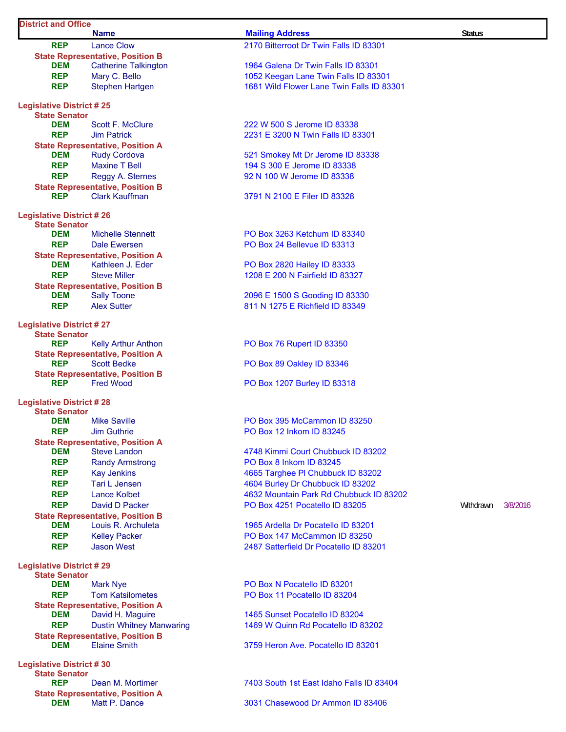| District and Office | | | |
|---|---|---|---|
| | **Name** | **Mailing Address** | **Status** |
| **REP** | Lance Clow | 2170 Bitterroot Dr Twin Falls ID 83301 | |
| **State Representative, Position B** | | | |
| **DEM** | Catherine Talkington | 1964 Galena Dr Twin Falls ID 83301 | |
| **REP** | Mary C. Bello | 1052 Keegan Lane Twin Falls ID 83301 | |
| **REP** | Stephen Hartgen | 1681 Wild Flower Lane Twin Falls ID 83301 | |
| **Legislative District # 25** | | | |
| **State Senator** | | | |
| **DEM** | Scott F. McClure | 222 W 500 S Jerome ID 83338 | |
| **REP** | Jim Patrick | 2231 E 3200 N Twin Falls ID 83301 | |
| **State Representative, Position A** | | | |
| **DEM** | Rudy Cordova | 521 Smokey Mt Dr Jerome ID 83338 | |
| **REP** | Maxine T Bell | 194 S 300 E Jerome ID 83338 | |
| **REP** | Reggy A. Sternes | 92 N 100 W Jerome ID 83338 | |
| **State Representative, Position B** | | | |
| **REP** | Clark Kauffman | 3791 N 2100 E Filer ID 83328 | |
| **Legislative District # 26** | | | |
| **State Senator** | | | |
| **DEM** | Michelle Stennett | PO Box 3263 Ketchum ID 83340 | |
| **REP** | Dale Ewersen | PO Box 24 Bellevue ID 83313 | |
| **State Representative, Position A** | | | |
| **DEM** | Kathleen J. Eder | PO Box 2820 Hailey ID 83333 | |
| **REP** | Steve Miller | 1208 E 200 N Fairfield ID 83327 | |
| **State Representative, Position B** | | | |
| **DEM** | Sally Toone | 2096 E 1500 S Gooding ID 83330 | |
| **REP** | Alex Sutter | 811 N 1275 E Richfield ID 83349 | |
| **Legislative District # 27** | | | |
| **State Senator** | | | |
| **REP** | Kelly Arthur Anthon | PO Box 76 Rupert ID 83350 | |
| **State Representative, Position A** | | | |
| **REP** | Scott Bedke | PO Box 89 Oakley ID 83346 | |
| **State Representative, Position B** | | | |
| **REP** | Fred Wood | PO Box 1207 Burley ID 83318 | |
| **Legislative District # 28** | | | |
| **State Senator** | | | |
| **DEM** | Mike Saville | PO Box 395 McCammon ID 83250 | |
| **REP** | Jim Guthrie | PO Box 12 Inkom ID 83245 | |
| **State Representative, Position A** | | | |
| **DEM** | Steve Landon | 4748 Kimmi Court Chubbuck ID 83202 | |
| **REP** | Randy Armstrong | PO Box 8 Inkom ID 83245 | |
| **REP** | Kay Jenkins | 4665 Targhee Pl Chubbuck ID 83202 | |
| **REP** | Tari L Jensen | 4604 Burley Dr Chubbuck ID 83202 | |
| **REP** | Lance Kolbet | 4632 Mountain Park Rd Chubbuck ID 83202 | |
| **REP** | David D Packer | PO Box 4251 Pocatello ID 83205 | Withdrawn 3/8/2016 |
| **State Representative, Position B** | | | |
| **DEM** | Louis R. Archuleta | 1965 Ardella Dr Pocatello ID 83201 | |
| **REP** | Kelley Packer | PO Box 147 McCammon ID 83250 | |
| **REP** | Jason West | 2487 Satterfield Dr Pocatello ID 83201 | |
| **Legislative District # 29** | | | |
| **State Senator** | | | |
| **DEM** | Mark Nye | PO Box N Pocatello ID 83201 | |
| **REP** | Tom Katsilometes | PO Box 11 Pocatello ID 83204 | |
| **State Representative, Position A** | | | |
| **DEM** | David H. Maguire | 1465 Sunset Pocatello ID 83204 | |
| **REP** | Dustin Whitney Manwaring | 1469 W Quinn Rd Pocatello ID 83202 | |
| **State Representative, Position B** | | | |
| **DEM** | Elaine Smith | 3759 Heron Ave. Pocatello ID 83201 | |
| **Legislative District # 30** | | | |
| **State Senator** | | | |
| **REP** | Dean M. Mortimer | 7403 South 1st East Idaho Falls ID 83404 | |
| **State Representative, Position A** | | | |
| **DEM** | Matt P. Dance | 3031 Chasewood Dr Ammon ID 83406 | |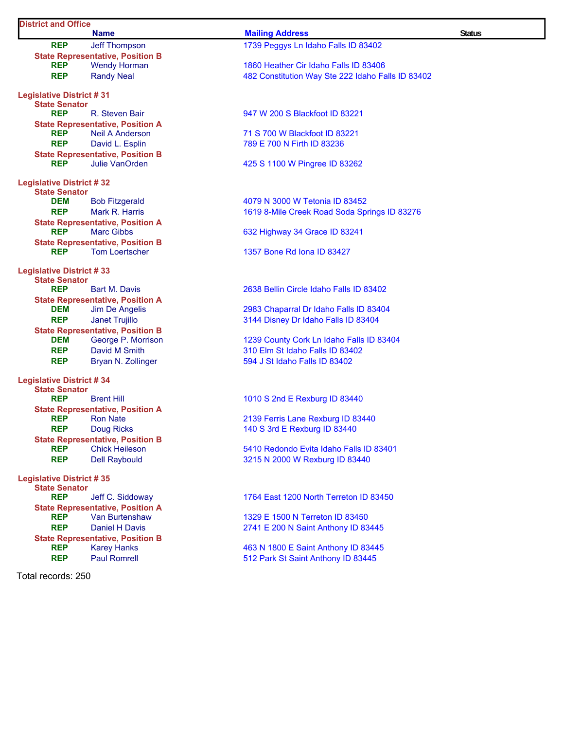| District and Office | Name | Mailing Address | Status |
|---|---|---|---|
| REP | Jeff Thompson | 1739 Peggys Ln Idaho Falls ID 83402 | |
| **State Representative, Position B** | | | |
| REP | Wendy Horman | 1860 Heather Cir Idaho Falls ID 83406 | |
| REP | Randy Neal | 482 Constitution Way Ste 222 Idaho Falls ID 83402 | |
| **Legislative District # 31** | | | |
| **State Senator** | | | |
| REP | R. Steven Bair | 947 W 200 S Blackfoot ID 83221 | |
| **State Representative, Position A** | | | |
| REP | Neil A Anderson | 71 S 700 W Blackfoot ID 83221 | |
| REP | David L. Esplin | 789 E 700 N Firth ID 83236 | |
| **State Representative, Position B** | | | |
| REP | Julie VanOrden | 425 S 1100 W Pingree ID 83262 | |
| **Legislative District # 32** | | | |
| **State Senator** | | | |
| DEM | Bob Fitzgerald | 4079 N 3000 W Tetonia ID 83452 | |
| REP | Mark R. Harris | 1619 8-Mile Creek Road Soda Springs ID 83276 | |
| **State Representative, Position A** | | | |
| REP | Marc Gibbs | 632 Highway 34 Grace ID 83241 | |
| **State Representative, Position B** | | | |
| REP | Tom Loertscher | 1357 Bone Rd Iona ID 83427 | |
| **Legislative District # 33** | | | |
| **State Senator** | | | |
| REP | Bart M. Davis | 2638 Bellin Circle Idaho Falls ID 83402 | |
| **State Representative, Position A** | | | |
| DEM | Jim De Angelis | 2983 Chaparral Dr Idaho Falls ID 83404 | |
| REP | Janet Trujillo | 3144 Disney Dr Idaho Falls ID 83404 | |
| **State Representative, Position B** | | | |
| DEM | George P. Morrison | 1239 County Cork Ln Idaho Falls ID 83404 | |
| REP | David M Smith | 310 Elm St Idaho Falls ID 83402 | |
| REP | Bryan N. Zollinger | 594 J St Idaho Falls ID 83402 | |
| **Legislative District # 34** | | | |
| **State Senator** | | | |
| REP | Brent Hill | 1010 S 2nd E Rexburg ID 83440 | |
| **State Representative, Position A** | | | |
| REP | Ron Nate | 2139 Ferris Lane Rexburg ID 83440 | |
| REP | Doug Ricks | 140 S 3rd E Rexburg ID 83440 | |
| **State Representative, Position B** | | | |
| REP | Chick Heileson | 5410 Redondo Evita Idaho Falls ID 83401 | |
| REP | Dell Raybould | 3215 N 2000 W Rexburg ID 83440 | |
| **Legislative District # 35** | | | |
| **State Senator** | | | |
| REP | Jeff C. Siddoway | 1764 East 1200 North Terreton ID 83450 | |
| **State Representative, Position A** | | | |
| REP | Van Burtenshaw | 1329 E 1500 N Terreton ID 83450 | |
| REP | Daniel H Davis | 2741 E 200 N Saint Anthony ID 83445 | |
| **State Representative, Position B** | | | |
| REP | Karey Hanks | 463 N 1800 E Saint Anthony ID 83445 | |
| REP | Paul Romrell | 512 Park St Saint Anthony ID 83445 | |

Total records: 250